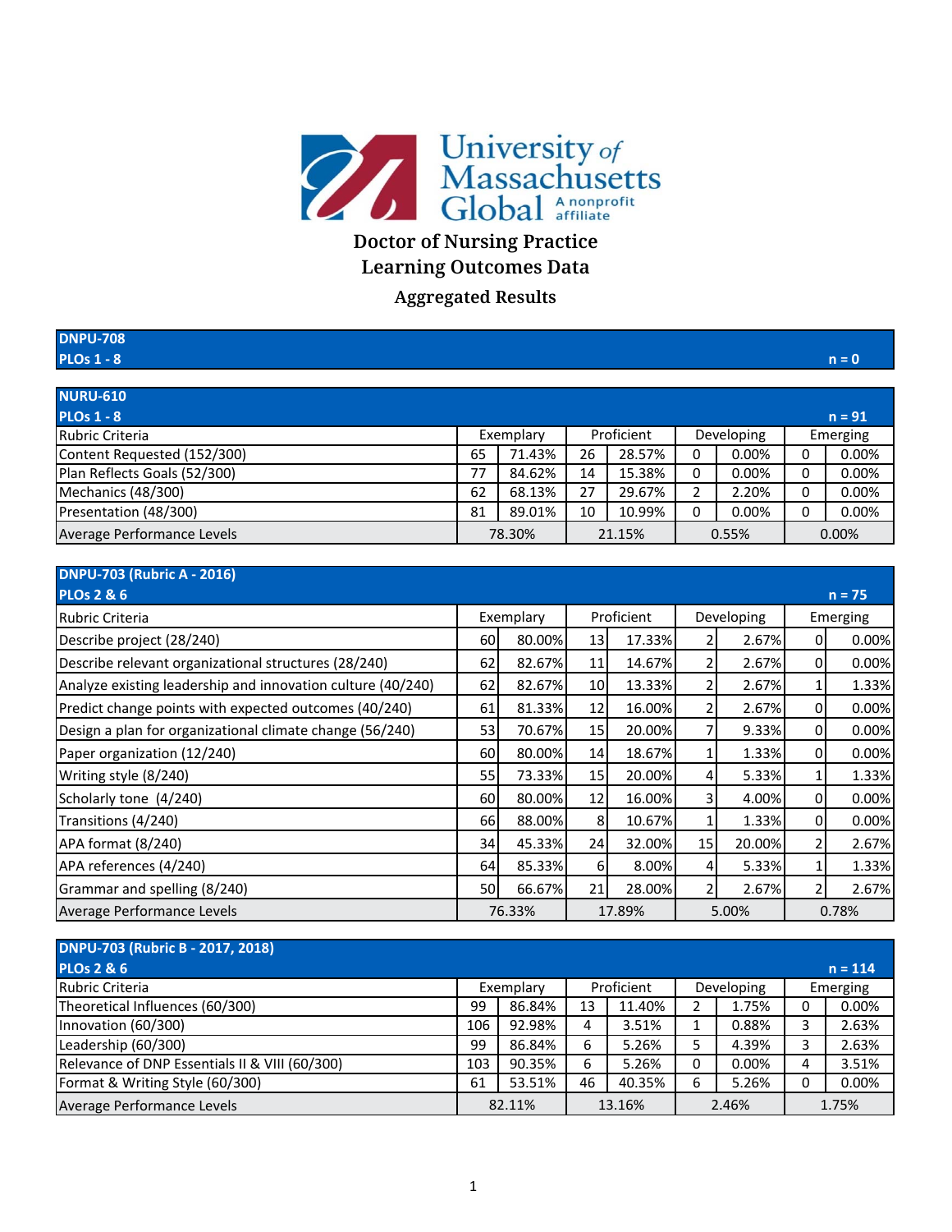University of Massachusetts Global — A nonprofit affiliate

# Doctor of Nursing Practice
# Learning Outcomes Data
## Aggregated Results

| DNPU-708 | |
|---|---|
| PLOs 1 - 8 | n = 0 |

| NURU-610 | | | | | | | | |
|---|---|---|---|---|---|---|---|---|
| PLOs 1 - 8 | | | | | | | | n = 91 |
| Rubric Criteria | Exemplary | | Proficient | | Developing | | Emerging | |
| Content Requested (152/300) | 65 | 71.43% | 26 | 28.57% | 0 | 0.00% | 0 | 0.00% |
| Plan Reflects Goals (52/300) | 77 | 84.62% | 14 | 15.38% | 0 | 0.00% | 0 | 0.00% |
| Mechanics (48/300) | 62 | 68.13% | 27 | 29.67% | 2 | 2.20% | 0 | 0.00% |
| Presentation (48/300) | 81 | 89.01% | 10 | 10.99% | 0 | 0.00% | 0 | 0.00% |
| Average Performance Levels | 78.30% | | 21.15% | | 0.55% | | 0.00% | |

| DNPU-703 (Rubric A - 2016) | | | | | | | | |
|---|---|---|---|---|---|---|---|---|
| PLOs 2 & 6 | | | | | | | | n = 75 |
| Rubric Criteria | Exemplary | | Proficient | | Developing | | Emerging | |
| Describe project (28/240) | 60 | 80.00% | 13 | 17.33% | 2 | 2.67% | 0 | 0.00% |
| Describe relevant organizational structures (28/240) | 62 | 82.67% | 11 | 14.67% | 2 | 2.67% | 0 | 0.00% |
| Analyze existing leadership and innovation culture (40/240) | 62 | 82.67% | 10 | 13.33% | 2 | 2.67% | 1 | 1.33% |
| Predict change points with expected outcomes (40/240) | 61 | 81.33% | 12 | 16.00% | 2 | 2.67% | 0 | 0.00% |
| Design a plan for organizational climate change (56/240) | 53 | 70.67% | 15 | 20.00% | 7 | 9.33% | 0 | 0.00% |
| Paper organization (12/240) | 60 | 80.00% | 14 | 18.67% | 1 | 1.33% | 0 | 0.00% |
| Writing style (8/240) | 55 | 73.33% | 15 | 20.00% | 4 | 5.33% | 1 | 1.33% |
| Scholarly tone (4/240) | 60 | 80.00% | 12 | 16.00% | 3 | 4.00% | 0 | 0.00% |
| Transitions (4/240) | 66 | 88.00% | 8 | 10.67% | 1 | 1.33% | 0 | 0.00% |
| APA format (8/240) | 34 | 45.33% | 24 | 32.00% | 15 | 20.00% | 2 | 2.67% |
| APA references (4/240) | 64 | 85.33% | 6 | 8.00% | 4 | 5.33% | 1 | 1.33% |
| Grammar and spelling (8/240) | 50 | 66.67% | 21 | 28.00% | 2 | 2.67% | 2 | 2.67% |
| Average Performance Levels | 76.33% | | 17.89% | | 5.00% | | 0.78% | |

| DNPU-703 (Rubric B - 2017, 2018) | | | | | | | | |
|---|---|---|---|---|---|---|---|---|
| PLOs 2 & 6 | | | | | | | | n = 114 |
| Rubric Criteria | Exemplary | | Proficient | | Developing | | Emerging | |
| Theoretical Influences (60/300) | 99 | 86.84% | 13 | 11.40% | 2 | 1.75% | 0 | 0.00% |
| Innovation (60/300) | 106 | 92.98% | 4 | 3.51% | 1 | 0.88% | 3 | 2.63% |
| Leadership (60/300) | 99 | 86.84% | 6 | 5.26% | 5 | 4.39% | 3 | 2.63% |
| Relevance of DNP Essentials II & VIII (60/300) | 103 | 90.35% | 6 | 5.26% | 0 | 0.00% | 4 | 3.51% |
| Format & Writing Style (60/300) | 61 | 53.51% | 46 | 40.35% | 6 | 5.26% | 0 | 0.00% |
| Average Performance Levels | 82.11% | | 13.16% | | 2.46% | | 1.75% | |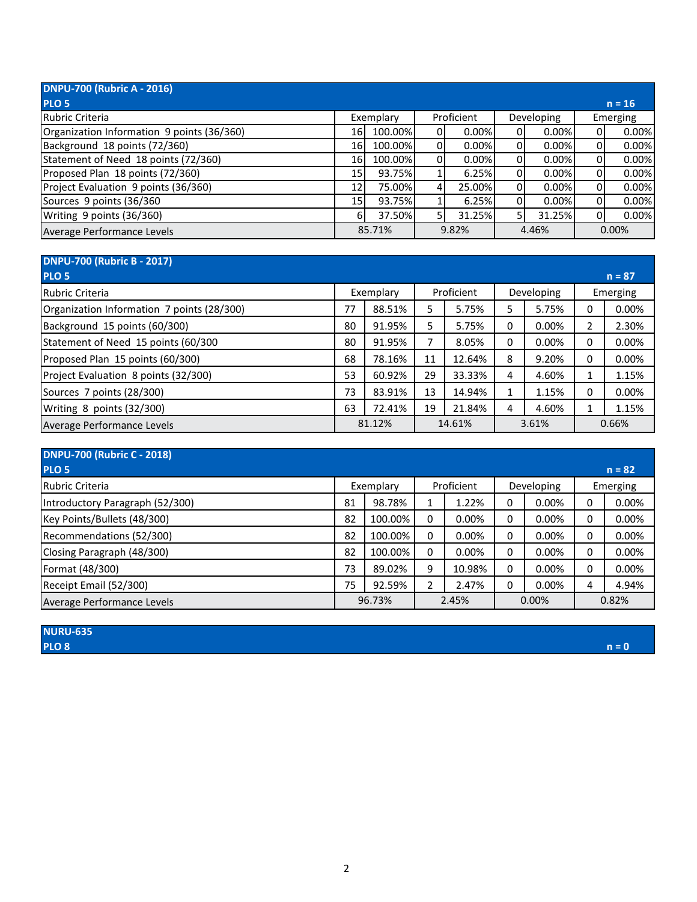| DNPU-700 (Rubric A - 2016)<br>PLO 5 | | | | | | | | n = 16 |
|---|---|---|---|---|---|---|---|---|
| Rubric Criteria | Exemplary | | Proficient | | Developing | | Emerging | |
| Organization Information 9 points (36/360) | 16 | 100.00% | 0 | 0.00% | 0 | 0.00% | 0 | 0.00% |
| Background 18 points (72/360) | 16 | 100.00% | 0 | 0.00% | 0 | 0.00% | 0 | 0.00% |
| Statement of Need 18 points (72/360) | 16 | 100.00% | 0 | 0.00% | 0 | 0.00% | 0 | 0.00% |
| Proposed Plan 18 points (72/360) | 15 | 93.75% | 1 | 6.25% | 0 | 0.00% | 0 | 0.00% |
| Project Evaluation 9 points (36/360) | 12 | 75.00% | 4 | 25.00% | 0 | 0.00% | 0 | 0.00% |
| Sources 9 points (36/360 | 15 | 93.75% | 1 | 6.25% | 0 | 0.00% | 0 | 0.00% |
| Writing 9 points (36/360) | 6 | 37.50% | 5 | 31.25% | 5 | 31.25% | 0 | 0.00% |
| Average Performance Levels | 85.71% | | 9.82% | | 4.46% | | 0.00% | |

| DNPU-700 (Rubric B - 2017)<br>PLO 5 | | | | | | | | n = 87 |
|---|---|---|---|---|---|---|---|---|
| Rubric Criteria | Exemplary | | Proficient | | Developing | | Emerging | |
| Organization Information 7 points (28/300) | 77 | 88.51% | 5 | 5.75% | 5 | 5.75% | 0 | 0.00% |
| Background 15 points (60/300) | 80 | 91.95% | 5 | 5.75% | 0 | 0.00% | 2 | 2.30% |
| Statement of Need 15 points (60/300 | 80 | 91.95% | 7 | 8.05% | 0 | 0.00% | 0 | 0.00% |
| Proposed Plan 15 points (60/300) | 68 | 78.16% | 11 | 12.64% | 8 | 9.20% | 0 | 0.00% |
| Project Evaluation 8 points (32/300) | 53 | 60.92% | 29 | 33.33% | 4 | 4.60% | 1 | 1.15% |
| Sources 7 points (28/300) | 73 | 83.91% | 13 | 14.94% | 1 | 1.15% | 0 | 0.00% |
| Writing 8 points (32/300) | 63 | 72.41% | 19 | 21.84% | 4 | 4.60% | 1 | 1.15% |
| Average Performance Levels | 81.12% | | 14.61% | | 3.61% | | 0.66% | |

| DNPU-700 (Rubric C - 2018)<br>PLO 5 | | | | | | | | n = 82 |
|---|---|---|---|---|---|---|---|---|
| Rubric Criteria | Exemplary | | Proficient | | Developing | | Emerging | |
| Introductory Paragraph (52/300) | 81 | 98.78% | 1 | 1.22% | 0 | 0.00% | 0 | 0.00% |
| Key Points/Bullets (48/300) | 82 | 100.00% | 0 | 0.00% | 0 | 0.00% | 0 | 0.00% |
| Recommendations (52/300) | 82 | 100.00% | 0 | 0.00% | 0 | 0.00% | 0 | 0.00% |
| Closing Paragraph (48/300) | 82 | 100.00% | 0 | 0.00% | 0 | 0.00% | 0 | 0.00% |
| Format (48/300) | 73 | 89.02% | 9 | 10.98% | 0 | 0.00% | 0 | 0.00% |
| Receipt Email (52/300) | 75 | 92.59% | 2 | 2.47% | 0 | 0.00% | 4 | 4.94% |
| Average Performance Levels | 96.73% | | 2.45% | | 0.00% | | 0.82% | |

| NURU-635<br>PLO 8 | n = 0 |
|---|---|